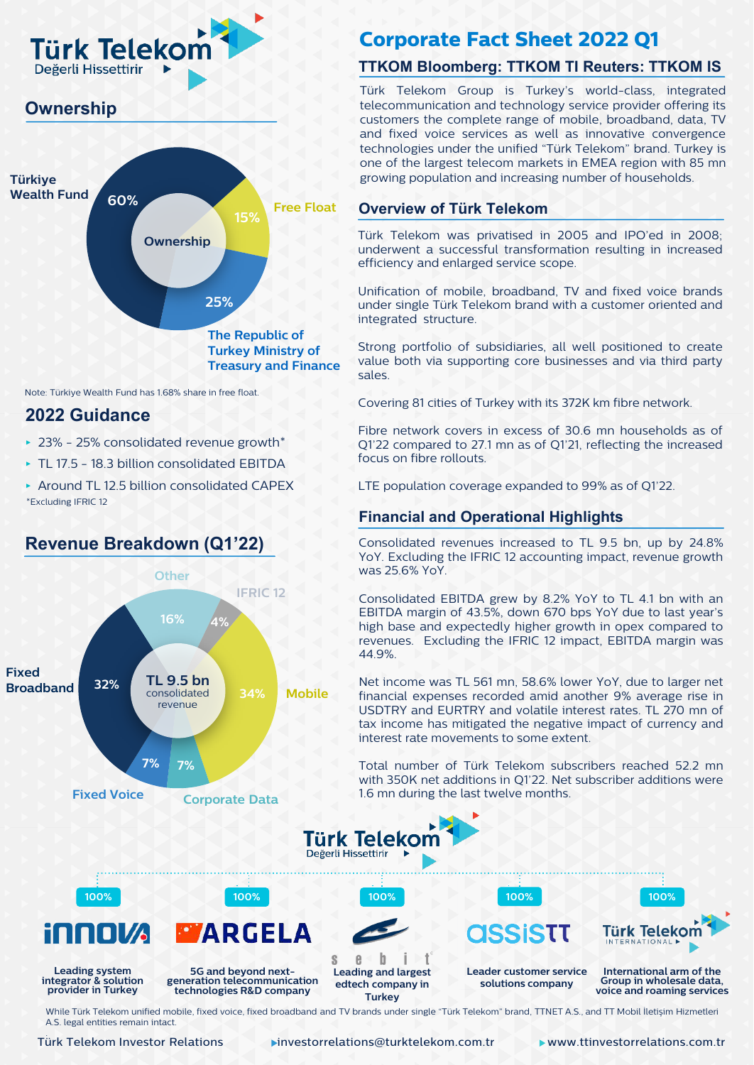# Türk Telekom

Değerli Hissettirir

## Corporate Fact Sheet 2022 Q1

### TTKOM Bloomberg: TTKOM TI Reuters: TTKOM IS

Türk Telekom Group is Turkey's world-class, integrated telecommunication and technology service provider offering its customers the complete range of mobile, broadband, data, TV and fixed voice services as well as innovative convergence technologies under the unified "Türk Telekom" brand. Turkey is one of the largest telecom markets in EMEA region with 85 mn growing population and increasing number of households.

## Ownership

| Ownership | |
|---|---|
| Türkiye Wealth Fund | 60% |
| Free Float | 15% |
| The Republic of Turkey Ministry of Treasury and Finance | 25% |

Note: Türkiye Wealth Fund has 1.68% share in free float.

## 2022 Guidance

- 23% - 25% consolidated revenue growth*
- TL 17.5 - 18.3 billion consolidated EBITDA
- Around TL 12.5 billion consolidated CAPEX

*Excluding IFRIC 12

## Revenue Breakdown (Q1'22)

TL 9.5 bn consolidated revenue

| Segment | Share |
|---|---|
| Mobile | 34% |
| Fixed Broadband | 32% |
| Other | 16% |
| Corporate Data | 7% |
| Fixed Voice | 7% |
| IFRIC 12 | 4% |

## Overview of Türk Telekom

Türk Telekom was privatised in 2005 and IPO'ed in 2008; underwent a successful transformation resulting in increased efficiency and enlarged service scope.

Unification of mobile, broadband, TV and fixed voice brands under single Türk Telekom brand with a customer oriented and integrated structure.

Strong portfolio of subsidiaries, all well positioned to create value both via supporting core businesses and via third party sales.

Covering 81 cities of Turkey with its 372K km fibre network.

Fibre network covers in excess of 30.6 mn households as of Q1'22 compared to 27.1 mn as of Q1'21, reflecting the increased focus on fibre rollouts.

LTE population coverage expanded to 99% as of Q1'22.

## Financial and Operational Highlights

Consolidated revenues increased to TL 9.5 bn, up by 24.8% YoY. Excluding the IFRIC 12 accounting impact, revenue growth was 25.6% YoY.

Consolidated EBITDA grew by 8.2% YoY to TL 4.1 bn with an EBITDA margin of 43.5%, down 670 bps YoY due to last year's high base and expectedly higher growth in opex compared to revenues. Excluding the IFRIC 12 impact, EBITDA margin was 44.9%.

Net income was TL 561 mn, 58.6% lower YoY, due to larger net financial expenses recorded amid another 9% average rise in USDTRY and EURTRY and volatile interest rates. TL 270 mn of tax income has mitigated the negative impact of currency and interest rate movements to some extent.

Total number of Türk Telekom subscribers reached 52.2 mn with 350K net additions in Q1'22. Net subscriber additions were 1.6 mn during the last twelve months.

## Türk Telekom Subsidiaries

| Subsidiary | Ownership | Description |
|---|---|---|
| innova | 100% | Leading system integrator & solution provider in Turkey |
| ARGELA | 100% | 5G and beyond next-generation telecommunication technologies R&D company |
| sebit | 100% | Leading and largest edtech company in Turkey |
| assistt | 100% | Leader customer service solutions company |
| Türk Telekom International | 100% | International arm of the Group in wholesale data, voice and roaming services |

While Türk Telekom unified mobile, fixed voice, fixed broadband and TV brands under single "Türk Telekom" brand, TTNET A.S., and TT Mobil İletişim Hizmetleri A.S. legal entities remain intact.

Türk Telekom Investor Relations | investorrelations@turktelekom.com.tr | www.ttinvestorrelations.com.tr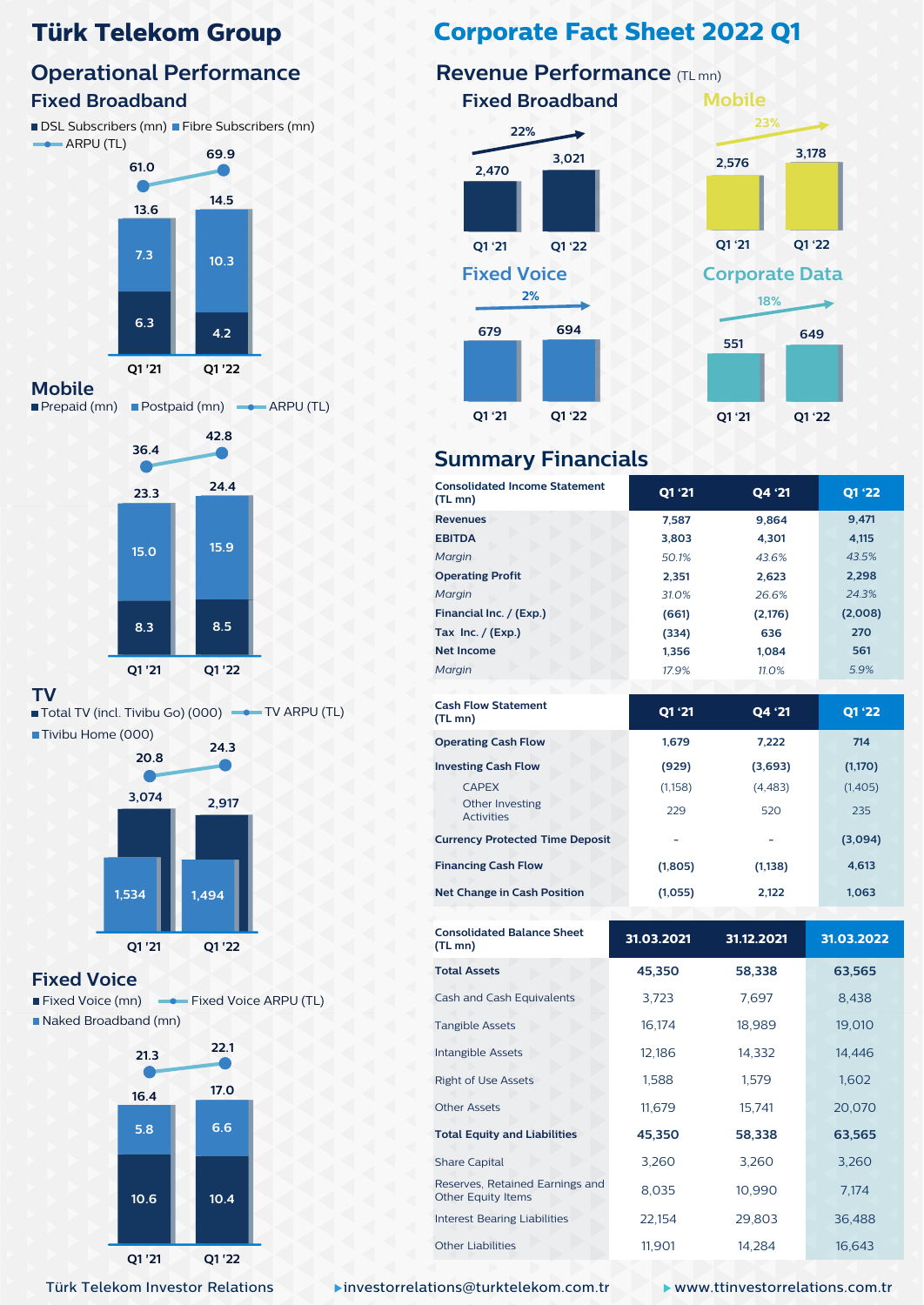# Türk Telekom Group

# Corporate Fact Sheet 2022 Q1

## Operational Performance

### Fixed Broadband

DSL Subscribers (mn) Fibre Subscribers (mn) ARPU (TL)

61.0
69.9
13.6
14.5
7.3
10.3
6.3
4.2
Q1 '21
Q1 '22

### Mobile

Prepaid (mn) Postpaid (mn) ARPU (TL)

36.4
42.8
23.3
24.4
15.0
15.9
8.3
8.5
Q1 '21
Q1 '22

### TV

Total TV (incl. Tivibu Go) (000) TV ARPU (TL)
Tivibu Home (000)

20.8
24.3
3,074
2,917
1,534
1,494
Q1 '21
Q1 '22

### Fixed Voice

Fixed Voice (mn) Fixed Voice ARPU (TL)
Naked Broadband (mn)

21.3
22.1
16.4
17.0
5.8
6.6
10.6
10.4
Q1 '21
Q1 '22

## Revenue Performance (TL mn)

### Fixed Broadband

22%
2,470
3,021
Q1 '21
Q1 '22

### Mobile

23%
2,576
3,178
Q1 '21
Q1 '22

### Fixed Voice

2%
679
694
Q1 '21
Q1 '22

### Corporate Data

18%
551
649
Q1 '21
Q1 '22

## Summary Financials

| Consolidated Income Statement (TL mn) | Q1 '21 | Q4 '21 | Q1 '22 |
|---|---|---|---|
| **Revenues** | 7,587 | 9,864 | 9,471 |
| **EBITDA** | 3,803 | 4,301 | 4,115 |
| *Margin* | *50.1%* | *43.6%* | *43.5%* |
| **Operating Profit** | 2,351 | 2,623 | 2,298 |
| *Margin* | *31.0%* | *26.6%* | *24.3%* |
| **Financial Inc. / (Exp.)** | (661) | (2,176) | (2,008) |
| **Tax Inc. / (Exp.)** | (334) | 636 | 270 |
| **Net Income** | 1,356 | 1,084 | 561 |
| *Margin* | *17.9%* | *11.0%* | *5.9%* |

| Cash Flow Statement (TL mn) | Q1 '21 | Q4 '21 | Q1 '22 |
|---|---|---|---|
| **Operating Cash Flow** | 1,679 | 7,222 | 714 |
| **Investing Cash Flow** | (929) | (3,693) | (1,170) |
| CAPEX | (1,158) | (4,483) | (1,405) |
| Other Investing Activities | 229 | 520 | 235 |
| **Currency Protected Time Deposit** | - | - | (3,094) |
| **Financing Cash Flow** | (1,805) | (1,138) | 4,613 |
| **Net Change in Cash Position** | (1,055) | 2,122 | 1,063 |

| Consolidated Balance Sheet (TL mn) | 31.03.2021 | 31.12.2021 | 31.03.2022 |
|---|---|---|---|
| **Total Assets** | **45,350** | **58,338** | **63,565** |
| Cash and Cash Equivalents | 3,723 | 7,697 | 8,438 |
| Tangible Assets | 16,174 | 18,989 | 19,010 |
| Intangible Assets | 12,186 | 14,332 | 14,446 |
| Right of Use Assets | 1,588 | 1,579 | 1,602 |
| Other Assets | 11,679 | 15,741 | 20,070 |
| **Total Equity and Liabilities** | **45,350** | **58,338** | **63,565** |
| Share Capital | 3,260 | 3,260 | 3,260 |
| Reserves, Retained Earnings and Other Equity Items | 8,035 | 10,990 | 7,174 |
| Interest Bearing Liabilities | 22,154 | 29,803 | 36,488 |
| Other Liabilities | 11,901 | 14,284 | 16,643 |

Türk Telekom Investor Relations ▸investorrelations@turktelekom.com.tr ▸www.ttinvestorrelations.com.tr